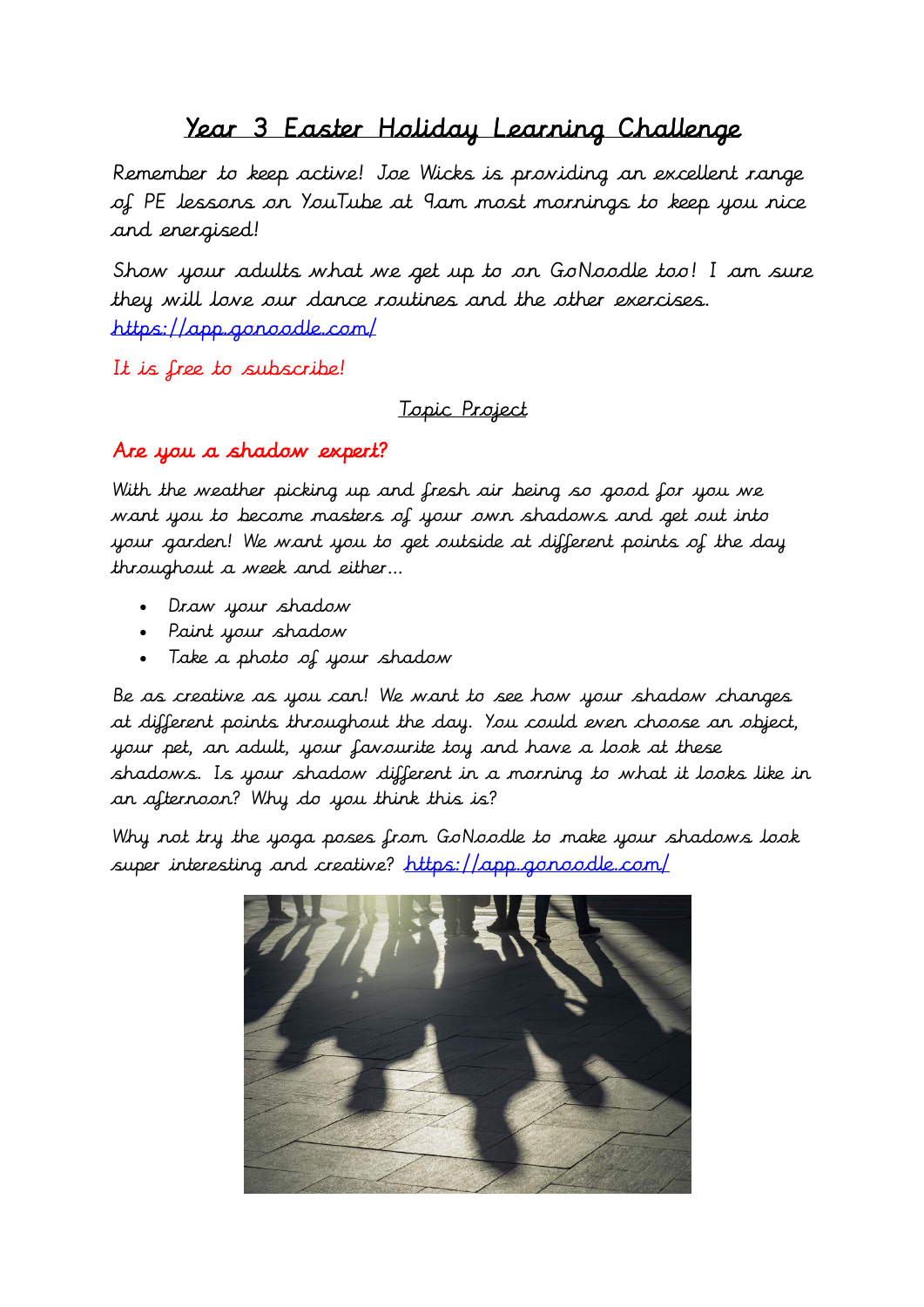// Year 3 Easter Holiday Learning Challenge

Remember to keep active! Joe Wicks is providing an excellent range of PE lessons on YouTube at 9am most mornings to keep you nice and energised!

Show your adults what we get up to on GoNoodle too! I am sure they will love our dance routines and the other exercises. https://app.gonoodle.com/

It is free to subscribe!

## Topic Project

### Are you a shadow expert?

With the weather picking up and fresh air being so good for you we want you to become masters of your own shadows and get out into your garden! We want you to get outside at different points of the day throughout a week and either…

- Draw your shadow
- Paint your shadow
- Take a photo of your shadow

Be as creative as you can! We want to see how your shadow changes at different points throughout the day. You could even choose an object, your pet, an adult, your favourite toy and have a look at these shadows. Is your shadow different in a morning to what it looks like in an afternoon? Why do you think this is?

Why not try the yoga poses from GoNoodle to make your shadows look super interesting and creative? https://app.gonoodle.com/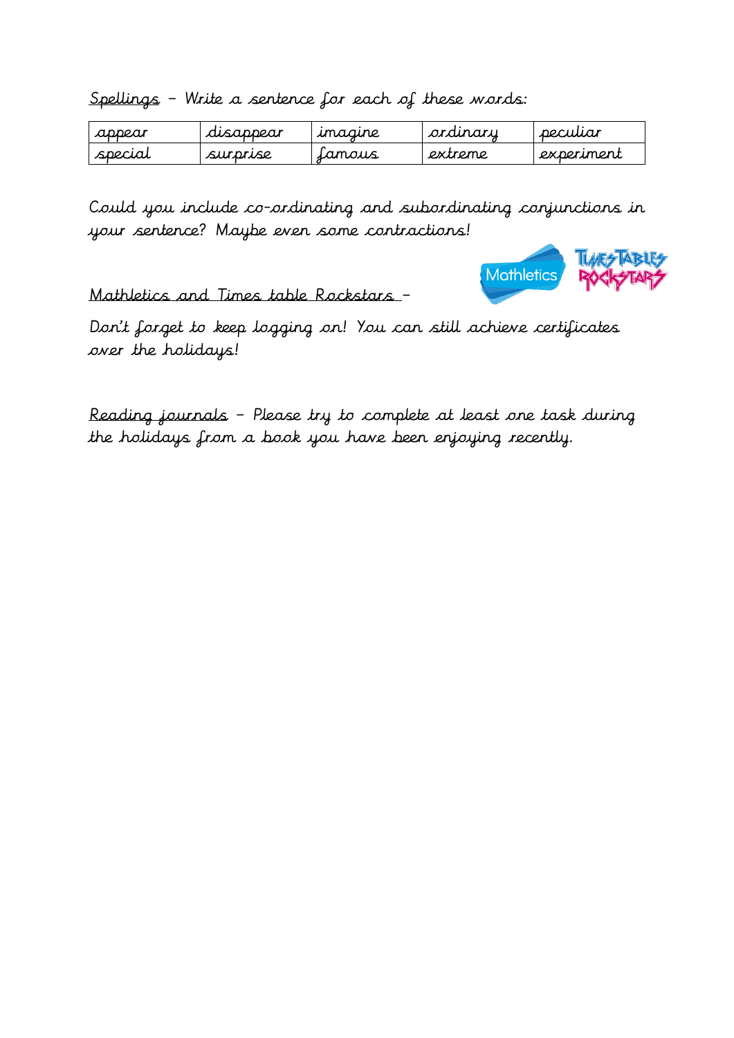Spellings – Write a sentence for each of these words:

| | | | | |
|---|---|---|---|---|
| appear | disappear | imagine | ordinary | peculiar |
| special | surprise | famous | extreme | experiment |

Could you include co-ordinating and subordinating conjunctions in your sentence? Maybe even some contractions!

Mathletics and Times table Rockstars –

Don't forget to keep logging on! You can still achieve certificates over the holidays!

Reading journals – Please try to complete at least one task during the holidays from a book you have been enjoying recently.